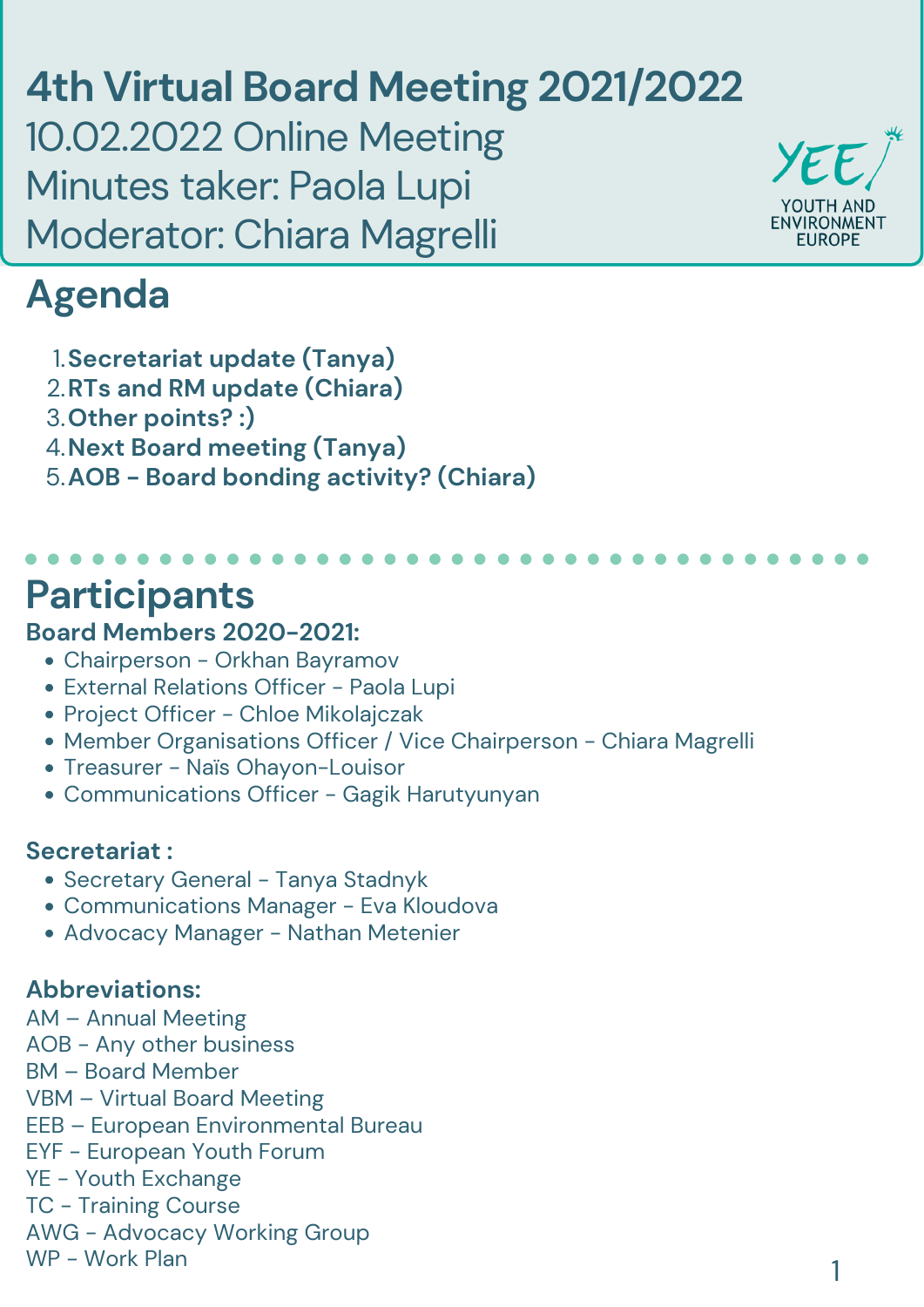# 4th Virtual Board Meeting 2021/2022

10.02.2022 Online Meeting

Minutes taker: Paola Lupi

Moderator: Chiara Magrelli

YEE YOUTH AND ENVIRONMENT EUROPE

## Agenda

1. **Secretariat update (Tanya)**
2. **RTs and RM update (Chiara)**
3. **Other points? :)**
4. **Next Board meeting (Tanya)**
5. **AOB – Board bonding activity? (Chiara)**

## Participants

### Board Members 2020-2021:

- Chairperson - Orkhan Bayramov
- External Relations Officer - Paola Lupi
- Project Officer - Chloe Mikolajczak
- Member Organisations Officer / Vice Chairperson - Chiara Magrelli
- Treasurer - Naïs Ohayon-Louisor
- Communications Officer - Gagik Harutyunyan

### Secretariat :

- Secretary General - Tanya Stadnyk
- Communications Manager - Eva Kloudova
- Advocacy Manager - Nathan Metenier

### Abbreviations:

AM – Annual Meeting
AOB - Any other business
BM – Board Member
VBM – Virtual Board Meeting
EEB – European Environmental Bureau
EYF - European Youth Forum
YE - Youth Exchange
TC - Training Course
AWG - Advocacy Working Group
WP - Work Plan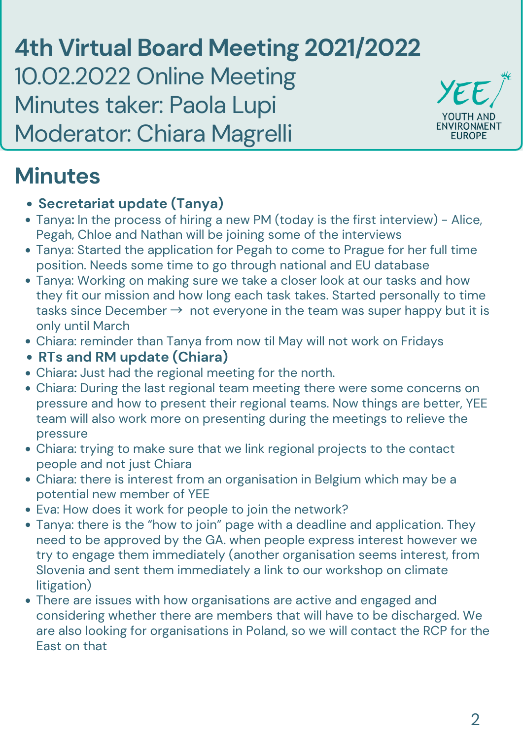# 4th Virtual Board Meeting 2021/2022

10.02.2022 Online Meeting

Minutes taker: Paola Lupi

Moderator: Chiara Magrelli

YOUTH AND ENVIRONMENT EUROPE

## Minutes

- **Secretariat update (Tanya)**
- Tanya**:** In the process of hiring a new PM (today is the first interview) - Alice, Pegah, Chloe and Nathan will be joining some of the interviews
- Tanya: Started the application for Pegah to come to Prague for her full time position. Needs some time to go through national and EU database
- Tanya: Working on making sure we take a closer look at our tasks and how they fit our mission and how long each task takes. Started personally to time tasks since December → not everyone in the team was super happy but it is only until March
- Chiara: reminder than Tanya from now til May will not work on Fridays
- **RTs and RM update (Chiara)**
- Chiara**:** Just had the regional meeting for the north.
- Chiara: During the last regional team meeting there were some concerns on pressure and how to present their regional teams. Now things are better, YEE team will also work more on presenting during the meetings to relieve the pressure
- Chiara: trying to make sure that we link regional projects to the contact people and not just Chiara
- Chiara: there is interest from an organisation in Belgium which may be a potential new member of YEE
- Eva: How does it work for people to join the network?
- Tanya: there is the "how to join" page with a deadline and application. They need to be approved by the GA. when people express interest however we try to engage them immediately (another organisation seems interest, from Slovenia and sent them immediately a link to our workshop on climate litigation)
- There are issues with how organisations are active and engaged and considering whether there are members that will have to be discharged. We are also looking for organisations in Poland, so we will contact the RCP for the East on that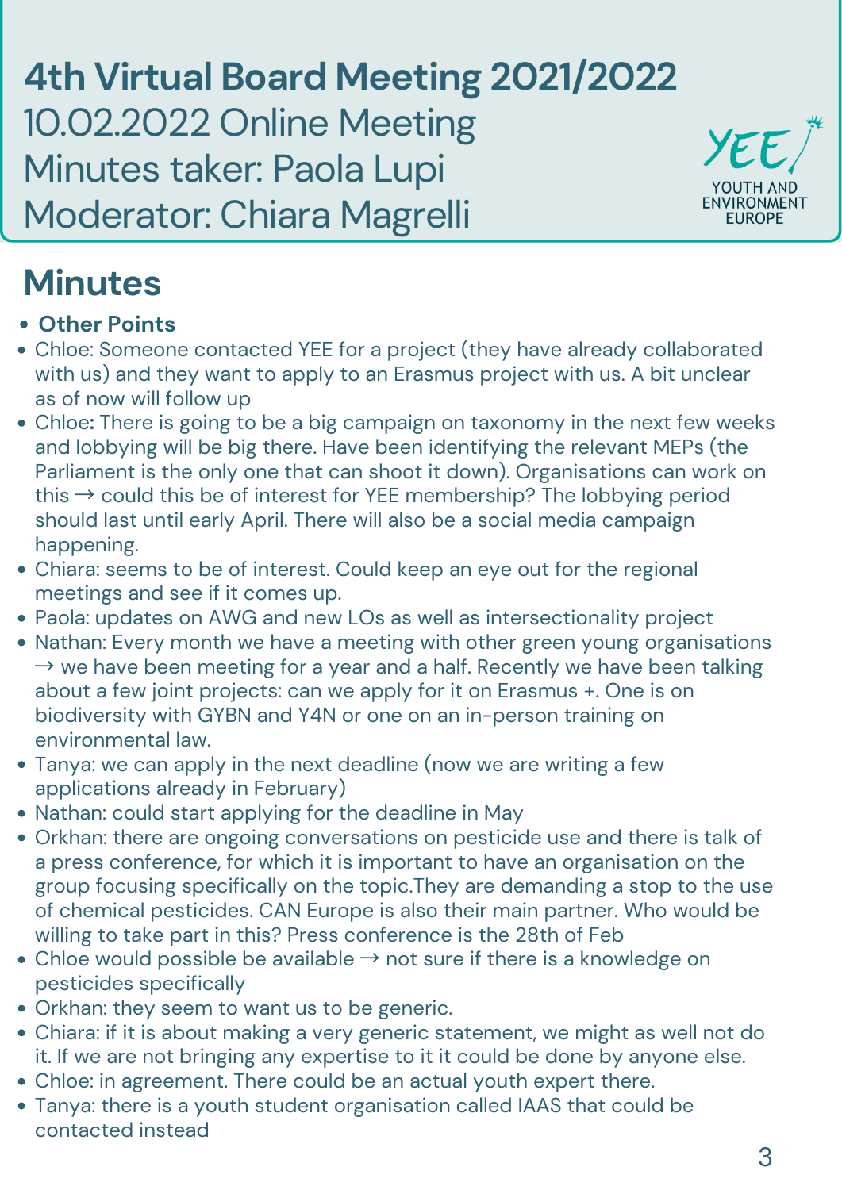# 4th Virtual Board Meeting 2021/2022

10.02.2022 Online Meeting
Minutes taker: Paola Lupi
Moderator: Chiara Magrelli

YEE YOUTH AND ENVIRONMENT EUROPE

## Minutes

- **Other Points**
- Chloe: Someone contacted YEE for a project (they have already collaborated with us) and they want to apply to an Erasmus project with us. A bit unclear as of now will follow up
- Chloe**:** There is going to be a big campaign on taxonomy in the next few weeks and lobbying will be big there. Have been identifying the relevant MEPs (the Parliament is the only one that can shoot it down). Organisations can work on this → could this be of interest for YEE membership? The lobbying period should last until early April. There will also be a social media campaign happening.
- Chiara: seems to be of interest. Could keep an eye out for the regional meetings and see if it comes up.
- Paola: updates on AWG and new LOs as well as intersectionality project
- Nathan: Every month we have a meeting with other green young organisations → we have been meeting for a year and a half. Recently we have been talking about a few joint projects: can we apply for it on Erasmus +. One is on biodiversity with GYBN and Y4N or one on an in-person training on environmental law.
- Tanya: we can apply in the next deadline (now we are writing a few applications already in February)
- Nathan: could start applying for the deadline in May
- Orkhan: there are ongoing conversations on pesticide use and there is talk of a press conference, for which it is important to have an organisation on the group focusing specifically on the topic.They are demanding a stop to the use of chemical pesticides. CAN Europe is also their main partner. Who would be willing to take part in this? Press conference is the 28th of Feb
- Chloe would possible be available → not sure if there is a knowledge on pesticides specifically
- Orkhan: they seem to want us to be generic.
- Chiara: if it is about making a very generic statement, we might as well not do it. If we are not bringing any expertise to it it could be done by anyone else.
- Chloe: in agreement. There could be an actual youth expert there.
- Tanya: there is a youth student organisation called IAAS that could be contacted instead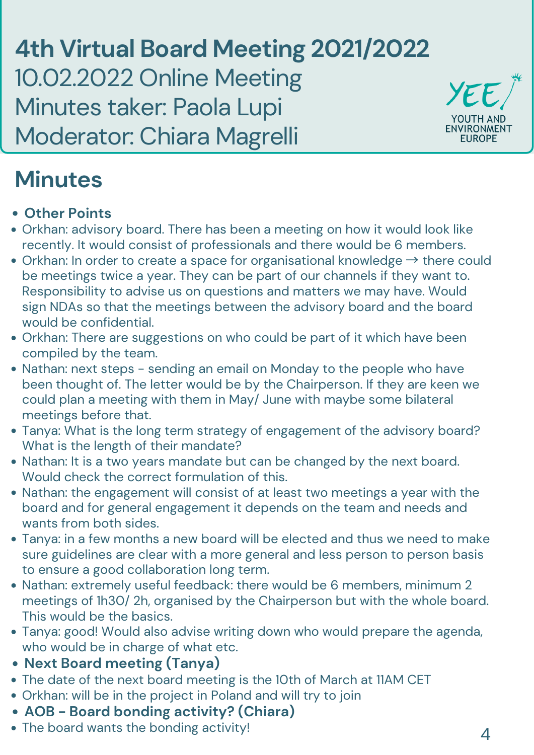# 4th Virtual Board Meeting 2021/2022

10.02.2022 Online Meeting
Minutes taker: Paola Lupi
Moderator: Chiara Magrelli

YEE YOUTH AND ENVIRONMENT EUROPE

## Minutes

- **Other Points**
- Orkhan: advisory board. There has been a meeting on how it would look like recently. It would consist of professionals and there would be 6 members.
- Orkhan: In order to create a space for organisational knowledge → there could be meetings twice a year. They can be part of our channels if they want to. Responsibility to advise us on questions and matters we may have. Would sign NDAs so that the meetings between the advisory board and the board would be confidential.
- Orkhan: There are suggestions on who could be part of it which have been compiled by the team.
- Nathan: next steps - sending an email on Monday to the people who have been thought of. The letter would be by the Chairperson. If they are keen we could plan a meeting with them in May/ June with maybe some bilateral meetings before that.
- Tanya: What is the long term strategy of engagement of the advisory board? What is the length of their mandate?
- Nathan: It is a two years mandate but can be changed by the next board. Would check the correct formulation of this.
- Nathan: the engagement will consist of at least two meetings a year with the board and for general engagement it depends on the team and needs and wants from both sides.
- Tanya: in a few months a new board will be elected and thus we need to make sure guidelines are clear with a more general and less person to person basis to ensure a good collaboration long term.
- Nathan: extremely useful feedback: there would be 6 members, minimum 2 meetings of 1h30/ 2h, organised by the Chairperson but with the whole board. This would be the basics.
- Tanya: good! Would also advise writing down who would prepare the agenda, who would be in charge of what etc.
- **Next Board meeting (Tanya)**
- The date of the next board meeting is the 10th of March at 11AM CET
- Orkhan: will be in the project in Poland and will try to join
- **AOB - Board bonding activity? (Chiara)**
- The board wants the bonding activity!